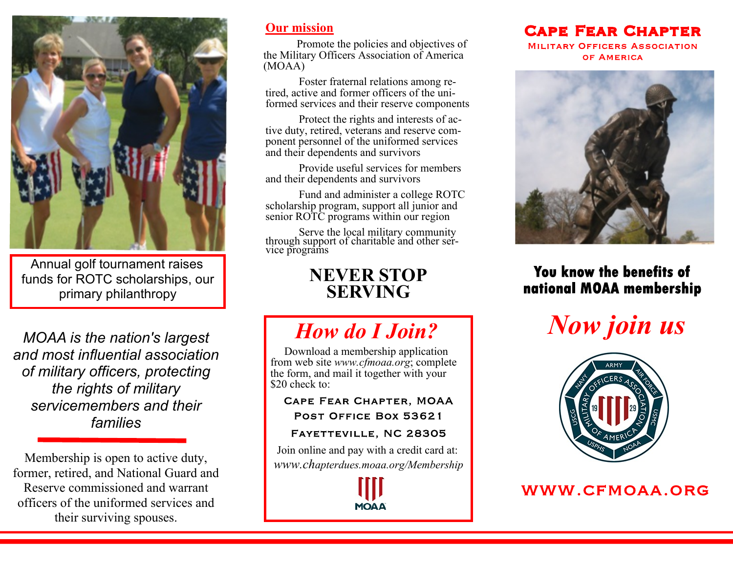Annual golf tournament raises funds for ROTC scholarships, our primary philanthropy

*MOAA is the nation's largest and most influential association of military officers, protecting the rights of military servicemembers and their families*

Membership is open to active duty, former, retired, and National Guard and Reserve commissioned and warrant officers of the uniformed services and their surviving spouses.

## Our mission

Promote the policies and objectives of the Military Officers Association of America (MOAA)

Foster fraternal relations among retired, active and former officers of the uniformed services and their reserve components

Protect the rights and interests of active duty, retired, veterans and reserve component personnel of the uniformed services and their dependents and survivors

Provide useful services for members and their dependents and survivors

Fund and administer a college ROTC scholarship program, support all junior and senior ROTC programs within our region

Serve the local military community through support of charitable and other service programs

## NEVER STOP SERVING

## *How do I Join?*

Download a membership application from web site *www.cfmoaa.org*; complete the form, and mail it together with your $20 check to:

Cape Fear Chapter, MOAA
Post Office Box 53621
Fayetteville, NC 28305

Join online and pay with a credit card at:
*www.chapterdues.moaa.org/Membership*

MOAA

# Cape Fear Chapter

### Military Officers Association of America

**You know the benefits of national MOAA membership**

## *Now join us*

ARMY · AIR FORCE · USMC · NOAA · USPHS · USCG · NAVY
MILITARY OFFICERS ASSOCIATION OF AMERICA
19 29

**WWW.CFMOAA.ORG**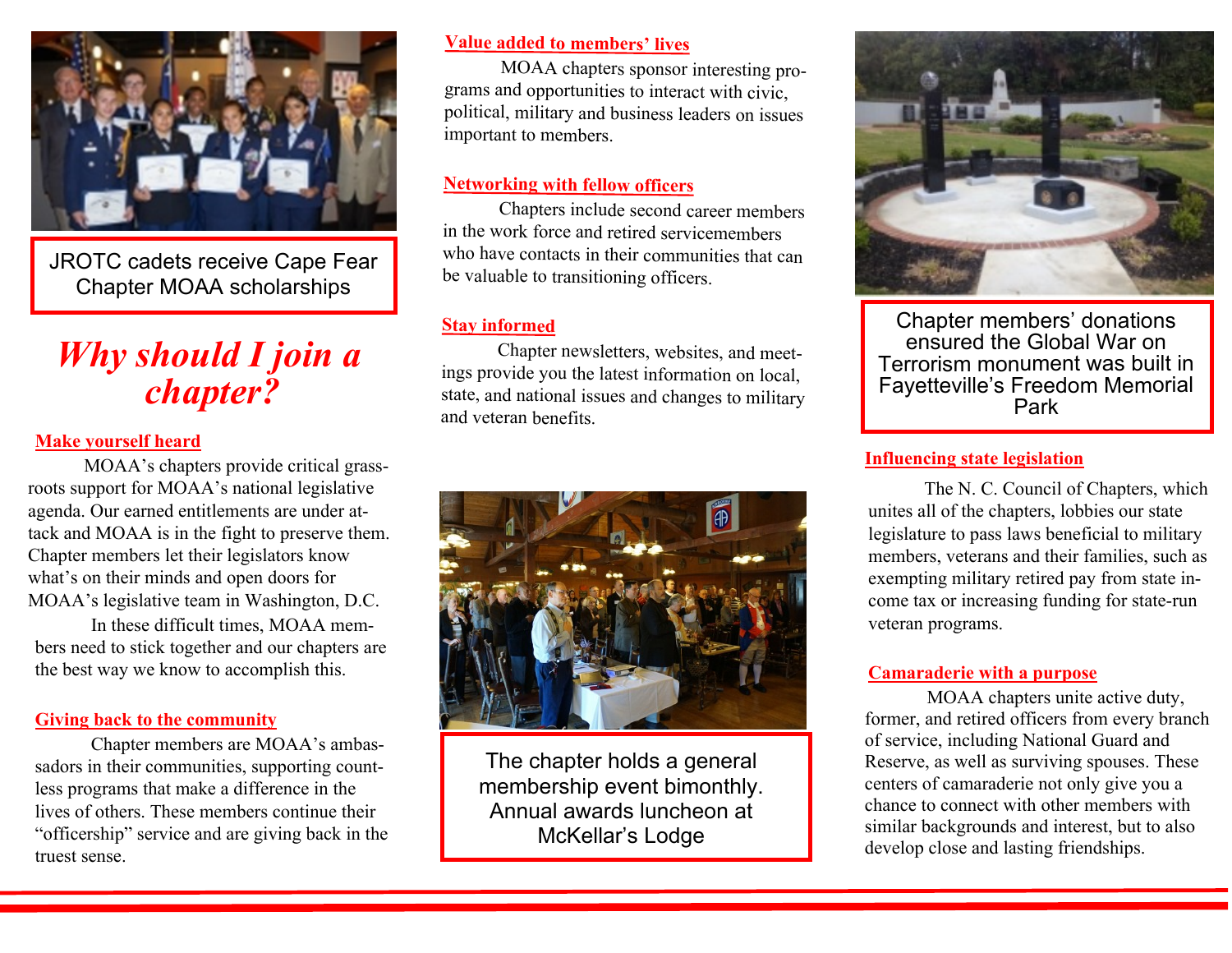JROTC cadets receive Cape Fear Chapter MOAA scholarships

# *Why should I join a chapter?*

## Make yourself heard

MOAA's chapters provide critical grassroots support for MOAA's national legislative agenda. Our earned entitlements are under attack and MOAA is in the fight to preserve them. Chapter members let their legislators know what's on their minds and open doors for MOAA's legislative team in Washington, D.C.

In these difficult times, MOAA members need to stick together and our chapters are the best way we know to accomplish this.

## Giving back to the community

Chapter members are MOAA's ambassadors in their communities, supporting countless programs that make a difference in the lives of others. These members continue their "officership" service and are giving back in the truest sense.

## Value added to members' lives

MOAA chapters sponsor interesting programs and opportunities to interact with civic, political, military and business leaders on issues important to members.

## Networking with fellow officers

Chapters include second career members in the work force and retired servicemembers who have contacts in their communities that can be valuable to transitioning officers.

## Stay informed

Chapter newsletters, websites, and meetings provide you the latest information on local, state, and national issues and changes to military and veteran benefits.

The chapter holds a general membership event bimonthly. Annual awards luncheon at McKellar's Lodge

Chapter members' donations ensured the Global War on Terrorism monument was built in Fayetteville's Freedom Memorial Park

## Influencing state legislation

The N. C. Council of Chapters, which unites all of the chapters, lobbies our state legislature to pass laws beneficial to military members, veterans and their families, such as exempting military retired pay from state income tax or increasing funding for state-run veteran programs.

## Camaraderie with a purpose

MOAA chapters unite active duty, former, and retired officers from every branch of service, including National Guard and Reserve, as well as surviving spouses. These centers of camaraderie not only give you a chance to connect with other members with similar backgrounds and interest, but to also develop close and lasting friendships.